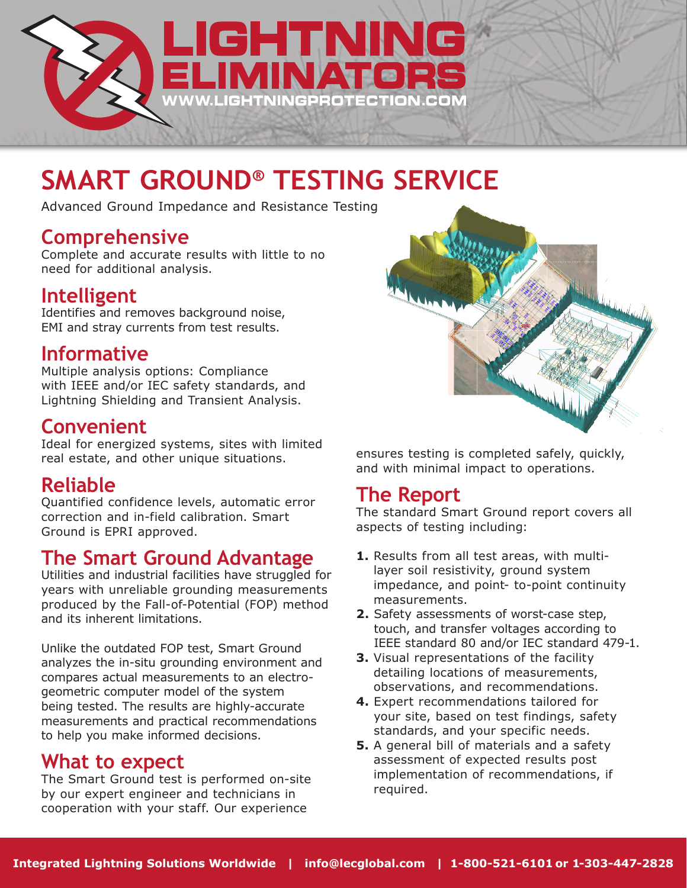# SMART GROUND® TESTING SERVICE

Advanced Ground Impedance and Resistance Testing

## Comprehensive

Complete and accurate results with little to no need for additional analysis.

## Intelligent

Identifies and removes background noise, EMI and stray currents from test results.

## Informative

Multiple analysis options: Compliance with IEEE and/or IEC safety standards, and Lightning Shielding and Transient Analysis.

## Convenient

Ideal for energized systems, sites with limited real estate, and other unique situations.

## Reliable

Quantified confidence levels, automatic error correction and in-field calibration. Smart Ground is EPRI approved.

## The Smart Ground Advantage

Utilities and industrial facilities have struggled for years with unreliable grounding measurements produced by the Fall-of-Potential (FOP) method and its inherent limitations.

Unlike the outdated FOP test, Smart Ground analyzes the in-situ grounding environment and compares actual measurements to an electro-geometric computer model of the system being tested. The results are highly-accurate measurements and practical recommendations to help you make informed decisions.

## What to expect

The Smart Ground test is performed on-site by our expert engineer and technicians in cooperation with your staff. Our experience ensures testing is completed safely, quickly, and with minimal impact to operations.

## The Report

The standard Smart Ground report covers all aspects of testing including:

1. Results from all test areas, with multi-layer soil resistivity, ground system impedance, and point- to-point continuity measurements.
2. Safety assessments of worst-case step, touch, and transfer voltages according to IEEE standard 80 and/or IEC standard 479-1.
3. Visual representations of the facility detailing locations of measurements, observations, and recommendations.
4. Expert recommendations tailored for your site, based on test findings, safety standards, and your specific needs.
5. A general bill of materials and a safety assessment of expected results post implementation of recommendations, if required.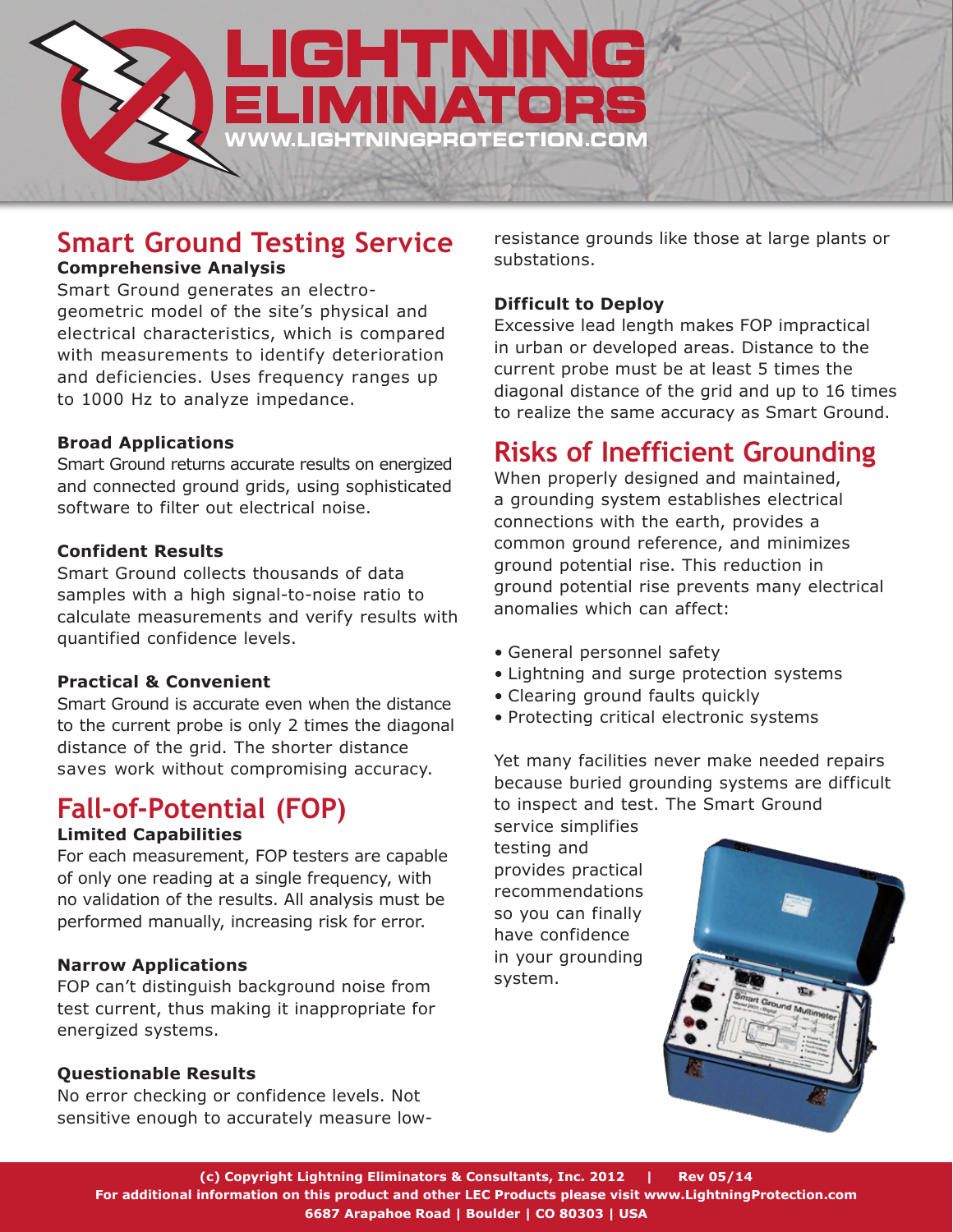## Smart Ground Testing Service

**Comprehensive Analysis**

Smart Ground generates an electro-geometric model of the site's physical and electrical characteristics, which is compared with measurements to identify deterioration and deficiencies. Uses frequency ranges up to 1000 Hz to analyze impedance.

**Broad Applications**

Smart Ground returns accurate results on energized and connected ground grids, using sophisticated software to filter out electrical noise.

**Confident Results**

Smart Ground collects thousands of data samples with a high signal-to-noise ratio to calculate measurements and verify results with quantified confidence levels.

**Practical & Convenient**

Smart Ground is accurate even when the distance to the current probe is only 2 times the diagonal distance of the grid. The shorter distance saves work without compromising accuracy.

## Fall-of-Potential (FOP)

**Limited Capabilities**

For each measurement, FOP testers are capable of only one reading at a single frequency, with no validation of the results. All analysis must be performed manually, increasing risk for error.

**Narrow Applications**

FOP can't distinguish background noise from test current, thus making it inappropriate for energized systems.

**Questionable Results**

No error checking or confidence levels. Not sensitive enough to accurately measure low-resistance grounds like those at large plants or substations.

**Difficult to Deploy**

Excessive lead length makes FOP impractical in urban or developed areas. Distance to the current probe must be at least 5 times the diagonal distance of the grid and up to 16 times to realize the same accuracy as Smart Ground.

## Risks of Inefficient Grounding

When properly designed and maintained, a grounding system establishes electrical connections with the earth, provides a common ground reference, and minimizes ground potential rise. This reduction in ground potential rise prevents many electrical anomalies which can affect:

- General personnel safety
- Lightning and surge protection systems
- Clearing ground faults quickly
- Protecting critical electronic systems

Yet many facilities never make needed repairs because buried grounding systems are difficult to inspect and test. The Smart Ground service simplifies testing and provides practical recommendations so you can finally have confidence in your grounding system.

(c) Copyright Lightning Eliminators & Consultants, Inc. 2012 | Rev 05/14
For additional information on this product and other LEC Products please visit www.LightningProtection.com
6687 Arapahoe Road | Boulder | CO 80303 | USA